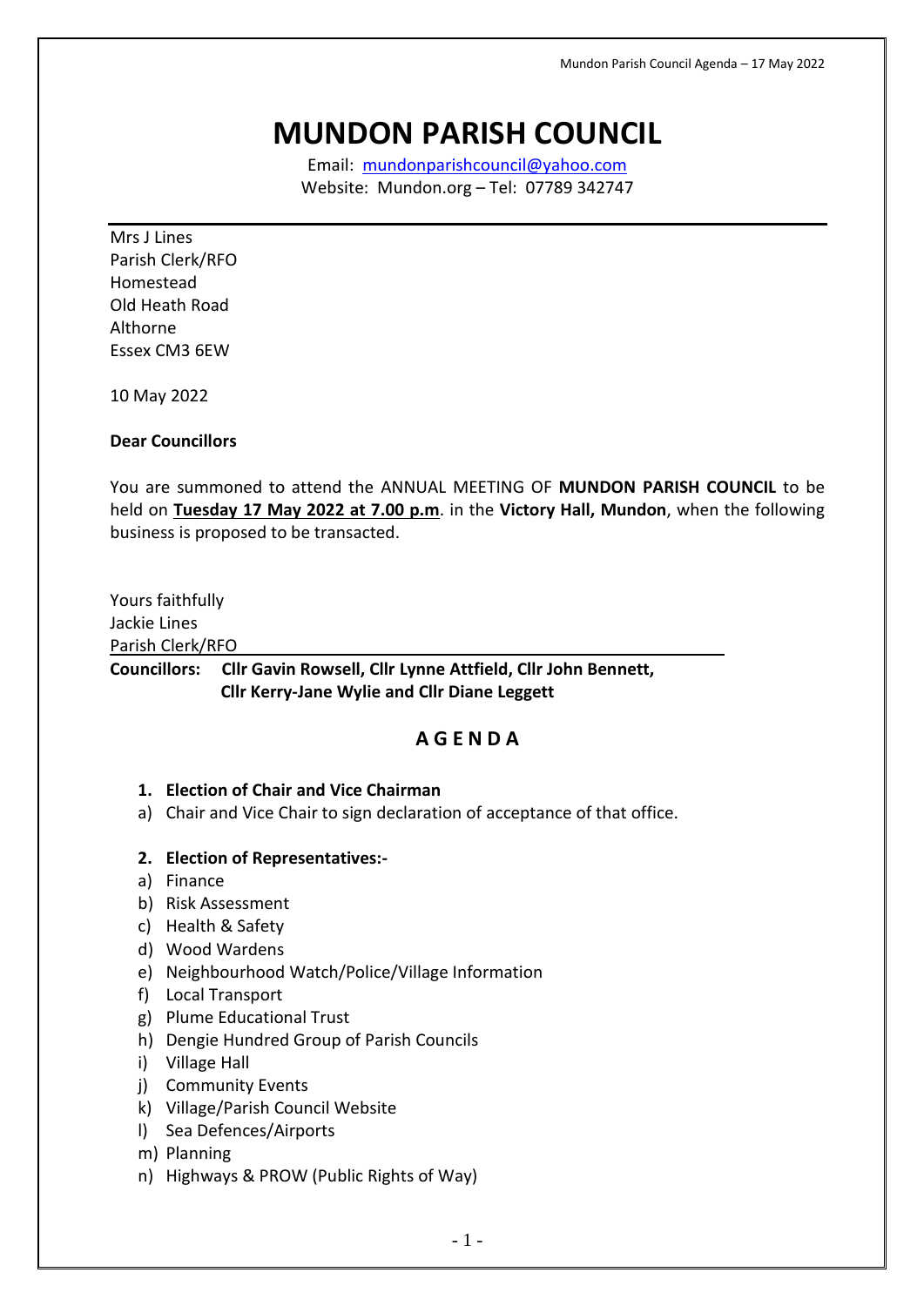# MUNDON PARISH COUNCIL

Email: mundonparishcouncil@yahoo.com
Website: Mundon.org – Tel: 07789 342747

Mrs J Lines
Parish Clerk/RFO
Homestead
Old Heath Road
Althorne
Essex CM3 6EW

10 May 2022

**Dear Councillors**

You are summoned to attend the ANNUAL MEETING OF **MUNDON PARISH COUNCIL** to be held on **Tuesday 17 May 2022 at 7.00 p.m**. in the **Victory Hall, Mundon**, when the following business is proposed to be transacted.

Yours faithfully
Jackie Lines
Parish Clerk/RFO

**Councillors: Cllr Gavin Rowsell, Cllr Lynne Attfield, Cllr John Bennett, Cllr Kerry-Jane Wylie and Cllr Diane Leggett**

## A G E N D A

1. **Election of Chair and Vice Chairman**
   a) Chair and Vice Chair to sign declaration of acceptance of that office.

2. **Election of Representatives:-**
   a) Finance
   b) Risk Assessment
   c) Health & Safety
   d) Wood Wardens
   e) Neighbourhood Watch/Police/Village Information
   f) Local Transport
   g) Plume Educational Trust
   h) Dengie Hundred Group of Parish Councils
   i) Village Hall
   j) Community Events
   k) Village/Parish Council Website
   l) Sea Defences/Airports
   m) Planning
   n) Highways & PROW (Public Rights of Way)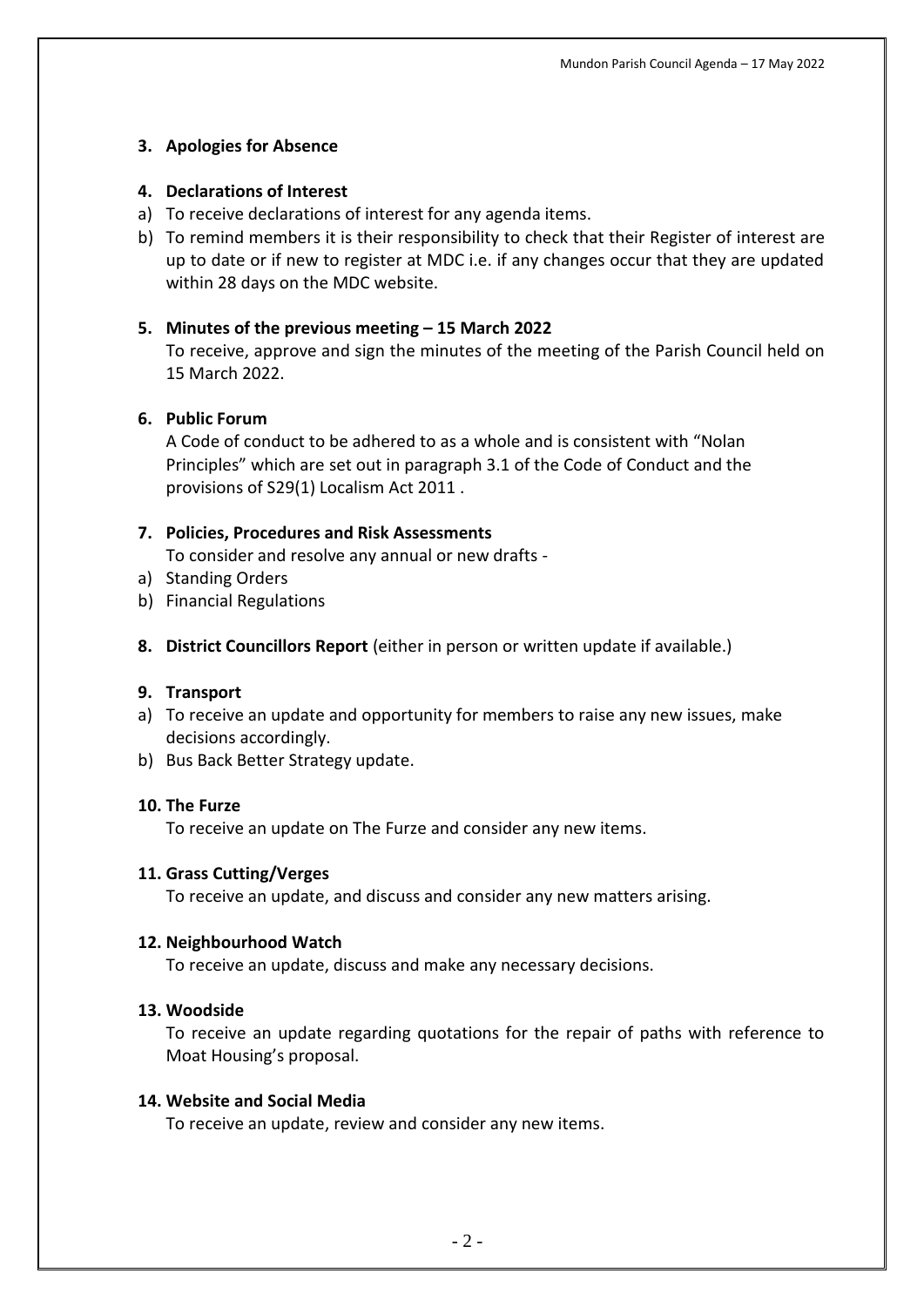**3. Apologies for Absence**

**4. Declarations of Interest**

a) To receive declarations of interest for any agenda items.
b) To remind members it is their responsibility to check that their Register of interest are up to date or if new to register at MDC i.e. if any changes occur that they are updated within 28 days on the MDC website.

**5. Minutes of the previous meeting – 15 March 2022**

To receive, approve and sign the minutes of the meeting of the Parish Council held on 15 March 2022.

**6. Public Forum**

A Code of conduct to be adhered to as a whole and is consistent with "Nolan Principles" which are set out in paragraph 3.1 of the Code of Conduct and the provisions of S29(1) Localism Act 2011 .

**7. Policies, Procedures and Risk Assessments**

To consider and resolve any annual or new drafts -

a) Standing Orders
b) Financial Regulations

**8. District Councillors Report** (either in person or written update if available.)

**9. Transport**

a) To receive an update and opportunity for members to raise any new issues, make decisions accordingly.
b) Bus Back Better Strategy update.

**10. The Furze**

To receive an update on The Furze and consider any new items.

**11. Grass Cutting/Verges**

To receive an update, and discuss and consider any new matters arising.

**12. Neighbourhood Watch**

To receive an update, discuss and make any necessary decisions.

**13. Woodside**

To receive an update regarding quotations for the repair of paths with reference to Moat Housing's proposal.

**14. Website and Social Media**

To receive an update, review and consider any new items.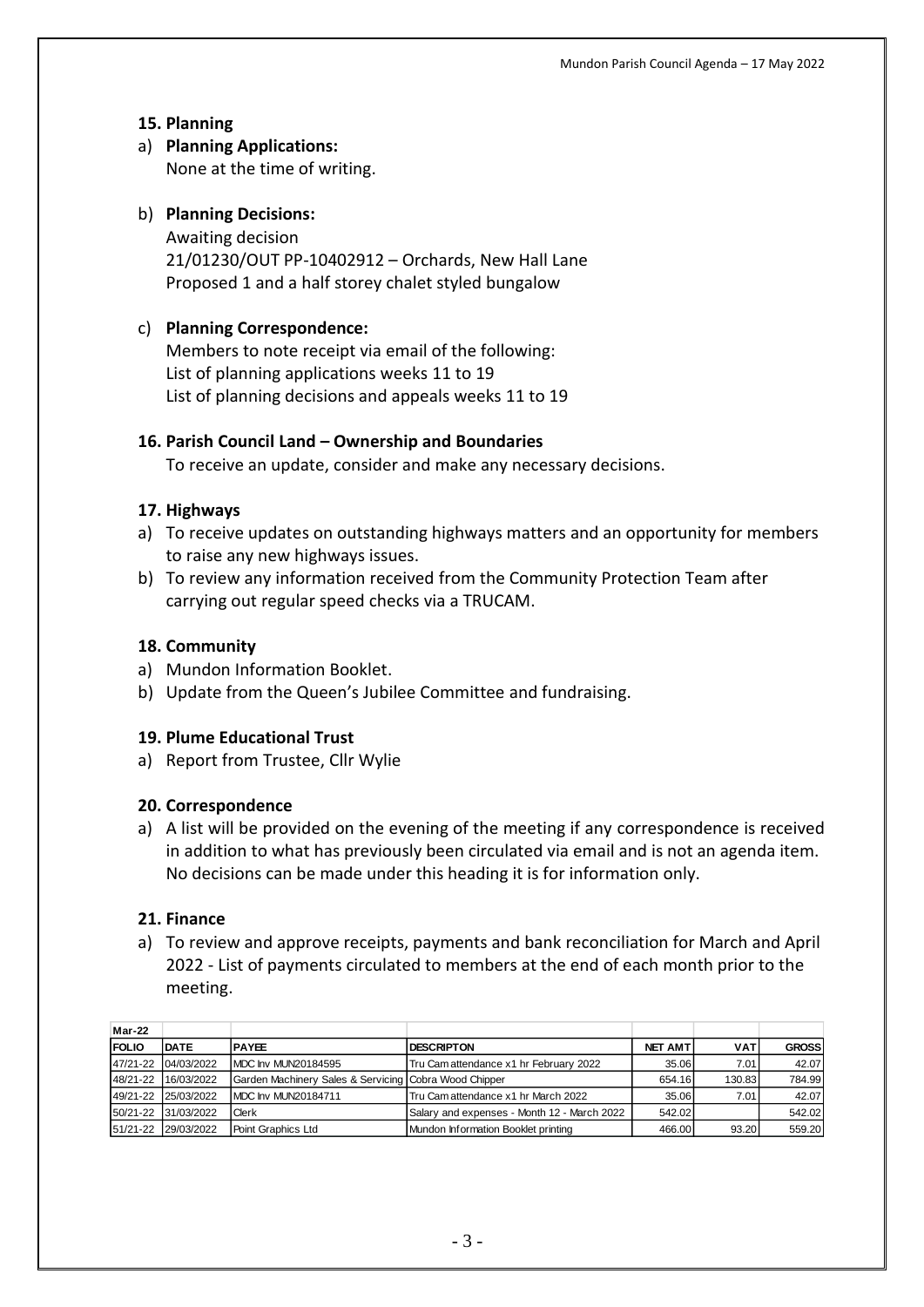## 15. Planning

a) **Planning Applications:**
None at the time of writing.

b) **Planning Decisions:**
Awaiting decision
21/01230/OUT PP-10402912 – Orchards, New Hall Lane
Proposed 1 and a half storey chalet styled bungalow

c) **Planning Correspondence:**
Members to note receipt via email of the following:
List of planning applications weeks 11 to 19
List of planning decisions and appeals weeks 11 to 19

## 16. Parish Council Land – Ownership and Boundaries

To receive an update, consider and make any necessary decisions.

## 17. Highways

a) To receive updates on outstanding highways matters and an opportunity for members to raise any new highways issues.
b) To review any information received from the Community Protection Team after carrying out regular speed checks via a TRUCAM.

## 18. Community

a) Mundon Information Booklet.
b) Update from the Queen's Jubilee Committee and fundraising.

## 19. Plume Educational Trust

a) Report from Trustee, Cllr Wylie

## 20. Correspondence

a) A list will be provided on the evening of the meeting if any correspondence is received in addition to what has previously been circulated via email and is not an agenda item. No decisions can be made under this heading it is for information only.

## 21. Finance

a) To review and approve receipts, payments and bank reconciliation for March and April 2022 - List of payments circulated to members at the end of each month prior to the meeting.

| Mar-22 | | | | | | |
|---|---|---|---|---|---|---|
| FOLIO | DATE | PAYEE | DESCRIPTON | NET AMT | VAT | GROSS |
| 47/21-22 | 04/03/2022 | MDC Inv MUN20184595 | Tru Cam attendance x1 hr February 2022 | 35.06 | 7.01 | 42.07 |
| 48/21-22 | 16/03/2022 | Garden Machinery Sales & Servicing | Cobra Wood Chipper | 654.16 | 130.83 | 784.99 |
| 49/21-22 | 25/03/2022 | MDC Inv MUN20184711 | Tru Cam attendance x1 hr March 2022 | 35.06 | 7.01 | 42.07 |
| 50/21-22 | 31/03/2022 | Clerk | Salary and expenses - Month 12 - March 2022 | 542.02 | | 542.02 |
| 51/21-22 | 29/03/2022 | Point Graphics Ltd | Mundon Information Booklet printing | 466.00 | 93.20 | 559.20 |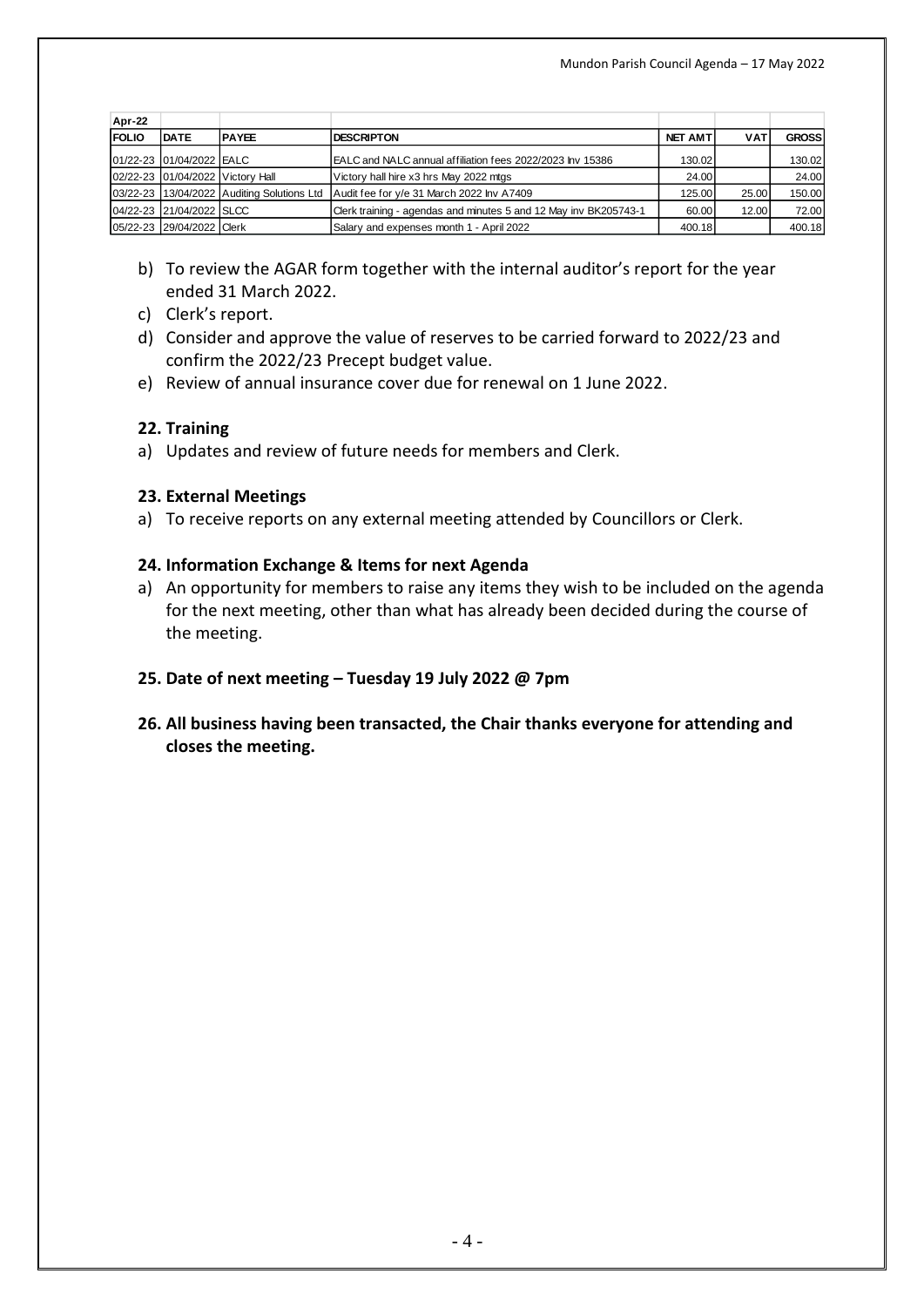| Apr-22 | | | | | | |
|---|---|---|---|---|---|---|
| **FOLIO** | **DATE** | **PAYEE** | **DESCRIPTON** | **NET AMT** | **VAT** | **GROSS** |
| 01/22-23 | 01/04/2022 | EALC | EALC and NALC annual affiliation fees 2022/2023 Inv 15386 | 130.02 | | 130.02 |
| 02/22-23 | 01/04/2022 | Victory Hall | Victory hall hire x3 hrs May 2022 mtgs | 24.00 | | 24.00 |
| 03/22-23 | 13/04/2022 | Auditing Solutions Ltd | Audit fee for y/e 31 March 2022 Inv A7409 | 125.00 | 25.00 | 150.00 |
| 04/22-23 | 21/04/2022 | SLCC | Clerk training - agendas and minutes 5 and 12 May inv BK205743-1 | 60.00 | 12.00 | 72.00 |
| 05/22-23 | 29/04/2022 | Clerk | Salary and expenses month 1 - April 2022 | 400.18 | | 400.18 |

b) To review the AGAR form together with the internal auditor's report for the year ended 31 March 2022.

c) Clerk's report.

d) Consider and approve the value of reserves to be carried forward to 2022/23 and confirm the 2022/23 Precept budget value.

e) Review of annual insurance cover due for renewal on 1 June 2022.

**22. Training**

a) Updates and review of future needs for members and Clerk.

**23. External Meetings**

a) To receive reports on any external meeting attended by Councillors or Clerk.

**24. Information Exchange & Items for next Agenda**

a) An opportunity for members to raise any items they wish to be included on the agenda for the next meeting, other than what has already been decided during the course of the meeting.

**25. Date of next meeting – Tuesday 19 July 2022 @ 7pm**

**26. All business having been transacted, the Chair thanks everyone for attending and closes the meeting.**